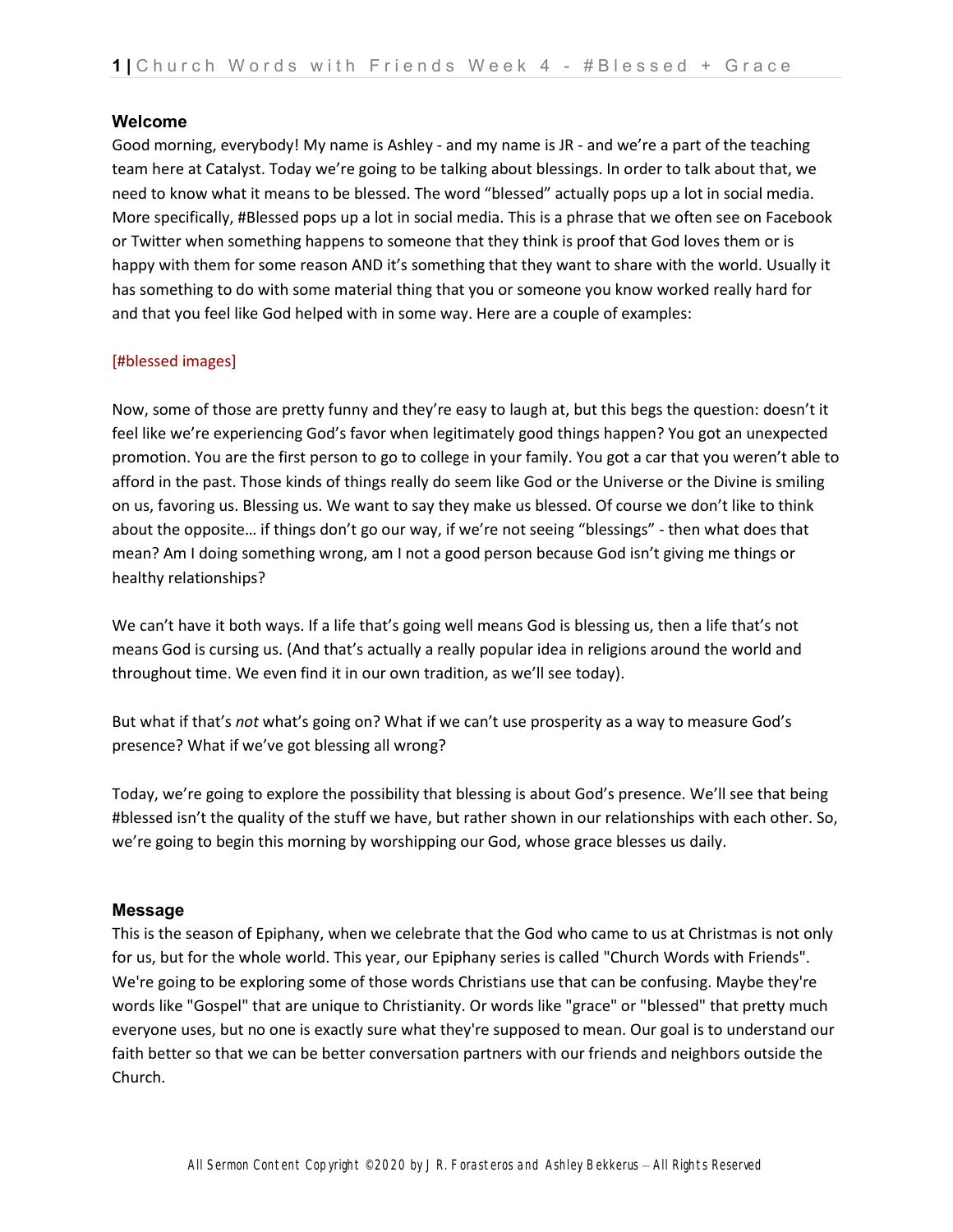## Welcome

Good morning, everybody! My name is Ashley - and my name is JR - and we're a part of the teaching team here at Catalyst. Today we're going to be talking about blessings. In order to talk about that, we need to know what it means to be blessed. The word "blessed" actually pops up a lot in social media. More specifically, #Blessed pops up a lot in social media. This is a phrase that we often see on Facebook or Twitter when something happens to someone that they think is proof that God loves them or is happy with them for some reason AND it's something that they want to share with the world. Usually it has something to do with some material thing that you or someone you know worked really hard for and that you feel like God helped with in some way. Here are a couple of examples:

[#blessed images]

Now, some of those are pretty funny and they're easy to laugh at, but this begs the question: doesn't it feel like we're experiencing God's favor when legitimately good things happen? You got an unexpected promotion. You are the first person to go to college in your family. You got a car that you weren't able to afford in the past. Those kinds of things really do seem like God or the Universe or the Divine is smiling on us, favoring us. Blessing us. We want to say they make us blessed. Of course we don't like to think about the opposite… if things don't go our way, if we're not seeing "blessings" - then what does that mean? Am I doing something wrong, am I not a good person because God isn't giving me things or healthy relationships?

We can't have it both ways. If a life that's going well means God is blessing us, then a life that's not means God is cursing us. (And that's actually a really popular idea in religions around the world and throughout time. We even find it in our own tradition, as we'll see today).

But what if that's *not* what's going on? What if we can't use prosperity as a way to measure God's presence? What if we've got blessing all wrong?

Today, we're going to explore the possibility that blessing is about God's presence. We'll see that being #blessed isn't the quality of the stuff we have, but rather shown in our relationships with each other. So, we're going to begin this morning by worshipping our God, whose grace blesses us daily.

## Message

This is the season of Epiphany, when we celebrate that the God who came to us at Christmas is not only for us, but for the whole world. This year, our Epiphany series is called "Church Words with Friends". We're going to be exploring some of those words Christians use that can be confusing. Maybe they're words like "Gospel" that are unique to Christianity. Or words like "grace" or "blessed" that pretty much everyone uses, but no one is exactly sure what they're supposed to mean. Our goal is to understand our faith better so that we can be better conversation partners with our friends and neighbors outside the Church.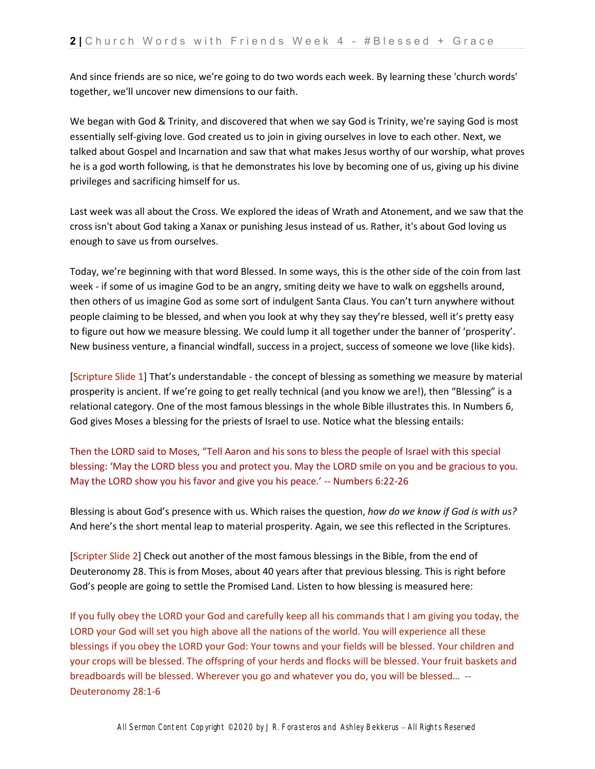And since friends are so nice, we're going to do two words each week. By learning these 'church words' together, we'll uncover new dimensions to our faith.

We began with God & Trinity, and discovered that when we say God is Trinity, we're saying God is most essentially self-giving love. God created us to join in giving ourselves in love to each other. Next, we talked about Gospel and Incarnation and saw that what makes Jesus worthy of our worship, what proves he is a god worth following, is that he demonstrates his love by becoming one of us, giving up his divine privileges and sacrificing himself for us.

Last week was all about the Cross. We explored the ideas of Wrath and Atonement, and we saw that the cross isn't about God taking a Xanax or punishing Jesus instead of us. Rather, it's about God loving us enough to save us from ourselves.

Today, we're beginning with that word Blessed. In some ways, this is the other side of the coin from last week - if some of us imagine God to be an angry, smiting deity we have to walk on eggshells around, then others of us imagine God as some sort of indulgent Santa Claus. You can't turn anywhere without people claiming to be blessed, and when you look at why they say they're blessed, well it's pretty easy to figure out how we measure blessing. We could lump it all together under the banner of 'prosperity'. New business venture, a financial windfall, success in a project, success of someone we love (like kids).

[Scripture Slide 1] That's understandable - the concept of blessing as something we measure by material prosperity is ancient. If we're going to get really technical (and you know we are!), then "Blessing" is a relational category. One of the most famous blessings in the whole Bible illustrates this. In Numbers 6, God gives Moses a blessing for the priests of Israel to use. Notice what the blessing entails:

Then the LORD said to Moses, "Tell Aaron and his sons to bless the people of Israel with this special blessing: 'May the LORD bless you and protect you. May the LORD smile on you and be gracious to you. May the LORD show you his favor and give you his peace.' -- Numbers 6:22-26

Blessing is about God's presence with us. Which raises the question, *how do we know if God is with us?* And here's the short mental leap to material prosperity. Again, we see this reflected in the Scriptures.

[Scripter Slide 2] Check out another of the most famous blessings in the Bible, from the end of Deuteronomy 28. This is from Moses, about 40 years after that previous blessing. This is right before God's people are going to settle the Promised Land. Listen to how blessing is measured here:

If you fully obey the LORD your God and carefully keep all his commands that I am giving you today, the LORD your God will set you high above all the nations of the world. You will experience all these blessings if you obey the LORD your God: Your towns and your fields will be blessed. Your children and your crops will be blessed. The offspring of your herds and flocks will be blessed. Your fruit baskets and breadboards will be blessed. Wherever you go and whatever you do, you will be blessed… -- Deuteronomy 28:1-6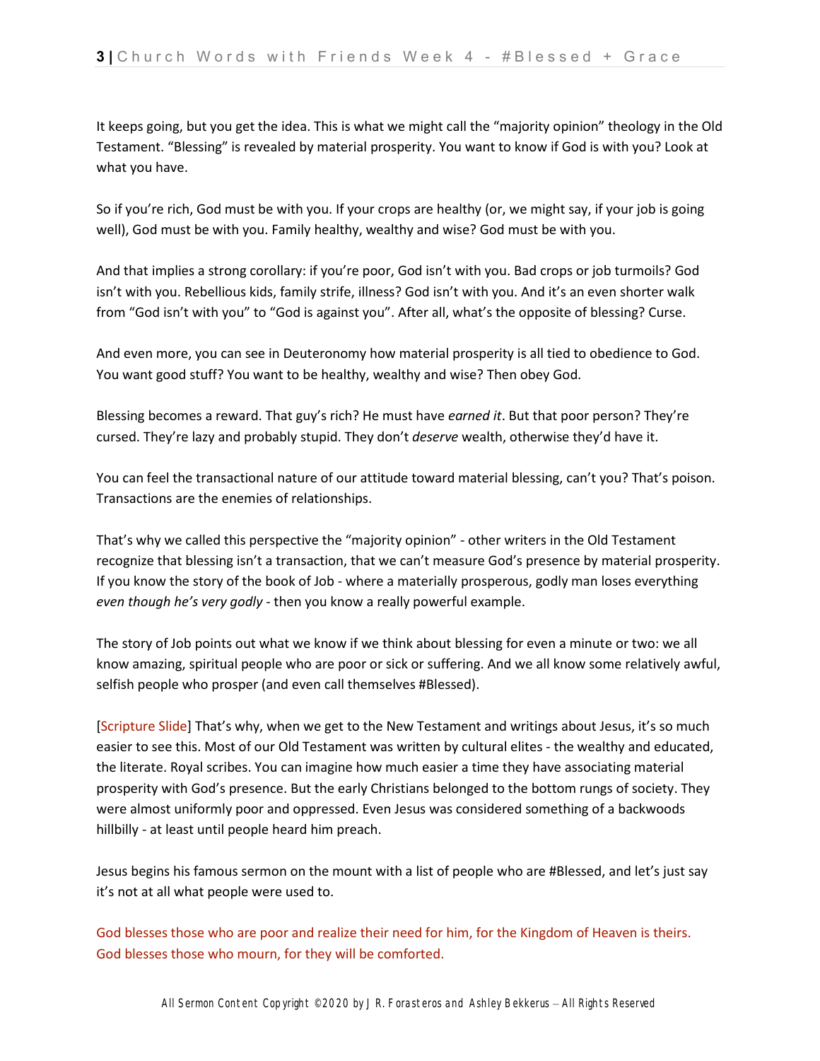It keeps going, but you get the idea. This is what we might call the "majority opinion" theology in the Old Testament. "Blessing" is revealed by material prosperity. You want to know if God is with you? Look at what you have.

So if you're rich, God must be with you. If your crops are healthy (or, we might say, if your job is going well), God must be with you. Family healthy, wealthy and wise? God must be with you.

And that implies a strong corollary: if you're poor, God isn't with you. Bad crops or job turmoils? God isn't with you. Rebellious kids, family strife, illness? God isn't with you. And it's an even shorter walk from "God isn't with you" to "God is against you". After all, what's the opposite of blessing? Curse.

And even more, you can see in Deuteronomy how material prosperity is all tied to obedience to God. You want good stuff? You want to be healthy, wealthy and wise? Then obey God.

Blessing becomes a reward. That guy's rich? He must have *earned it*. But that poor person? They're cursed. They're lazy and probably stupid. They don't *deserve* wealth, otherwise they'd have it.

You can feel the transactional nature of our attitude toward material blessing, can't you? That's poison. Transactions are the enemies of relationships.

That's why we called this perspective the "majority opinion" - other writers in the Old Testament recognize that blessing isn't a transaction, that we can't measure God's presence by material prosperity. If you know the story of the book of Job - where a materially prosperous, godly man loses everything *even though he's very godly* - then you know a really powerful example.

The story of Job points out what we know if we think about blessing for even a minute or two: we all know amazing, spiritual people who are poor or sick or suffering. And we all know some relatively awful, selfish people who prosper (and even call themselves #Blessed).

[Scripture Slide] That's why, when we get to the New Testament and writings about Jesus, it's so much easier to see this. Most of our Old Testament was written by cultural elites - the wealthy and educated, the literate. Royal scribes. You can imagine how much easier a time they have associating material prosperity with God's presence. But the early Christians belonged to the bottom rungs of society. They were almost uniformly poor and oppressed. Even Jesus was considered something of a backwoods hillbilly - at least until people heard him preach.

Jesus begins his famous sermon on the mount with a list of people who are #Blessed, and let's just say it's not at all what people were used to.

God blesses those who are poor and realize their need for him, for the Kingdom of Heaven is theirs.
God blesses those who mourn, for they will be comforted.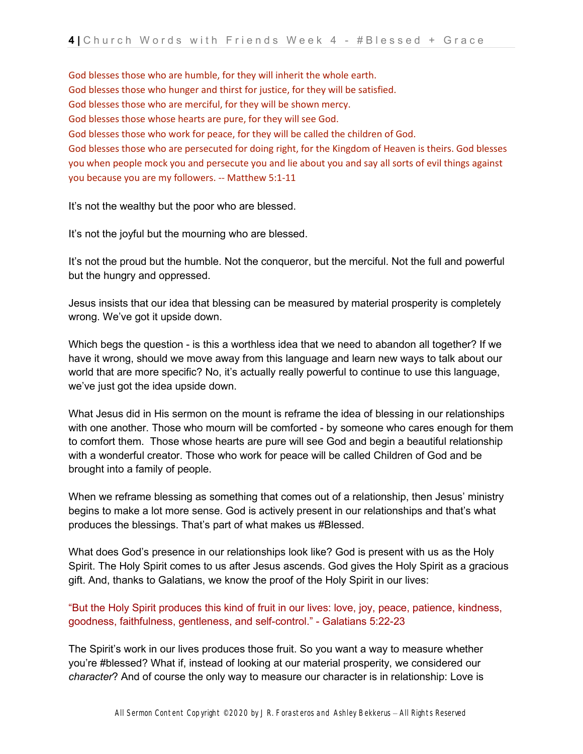God blesses those who are humble, for they will inherit the whole earth.
God blesses those who hunger and thirst for justice, for they will be satisfied.
God blesses those who are merciful, for they will be shown mercy.
God blesses those whose hearts are pure, for they will see God.
God blesses those who work for peace, for they will be called the children of God.
God blesses those who are persecuted for doing right, for the Kingdom of Heaven is theirs. God blesses you when people mock you and persecute you and lie about you and say all sorts of evil things against you because you are my followers. -- Matthew 5:1-11

It's not the wealthy but the poor who are blessed.

It's not the joyful but the mourning who are blessed.

It's not the proud but the humble. Not the conqueror, but the merciful. Not the full and powerful but the hungry and oppressed.

Jesus insists that our idea that blessing can be measured by material prosperity is completely wrong. We've got it upside down.

Which begs the question - is this a worthless idea that we need to abandon all together? If we have it wrong, should we move away from this language and learn new ways to talk about our world that are more specific? No, it's actually really powerful to continue to use this language, we've just got the idea upside down.

What Jesus did in His sermon on the mount is reframe the idea of blessing in our relationships with one another. Those who mourn will be comforted - by someone who cares enough for them to comfort them. Those whose hearts are pure will see God and begin a beautiful relationship with a wonderful creator. Those who work for peace will be called Children of God and be brought into a family of people.

When we reframe blessing as something that comes out of a relationship, then Jesus' ministry begins to make a lot more sense. God is actively present in our relationships and that's what produces the blessings. That's part of what makes us #Blessed.

What does God's presence in our relationships look like? God is present with us as the Holy Spirit. The Holy Spirit comes to us after Jesus ascends. God gives the Holy Spirit as a gracious gift. And, thanks to Galatians, we know the proof of the Holy Spirit in our lives:

"But the Holy Spirit produces this kind of fruit in our lives: love, joy, peace, patience, kindness, goodness, faithfulness, gentleness, and self-control." - Galatians 5:22-23

The Spirit's work in our lives produces those fruit. So you want a way to measure whether you're #blessed? What if, instead of looking at our material prosperity, we considered our *character*? And of course the only way to measure our character is in relationship: Love is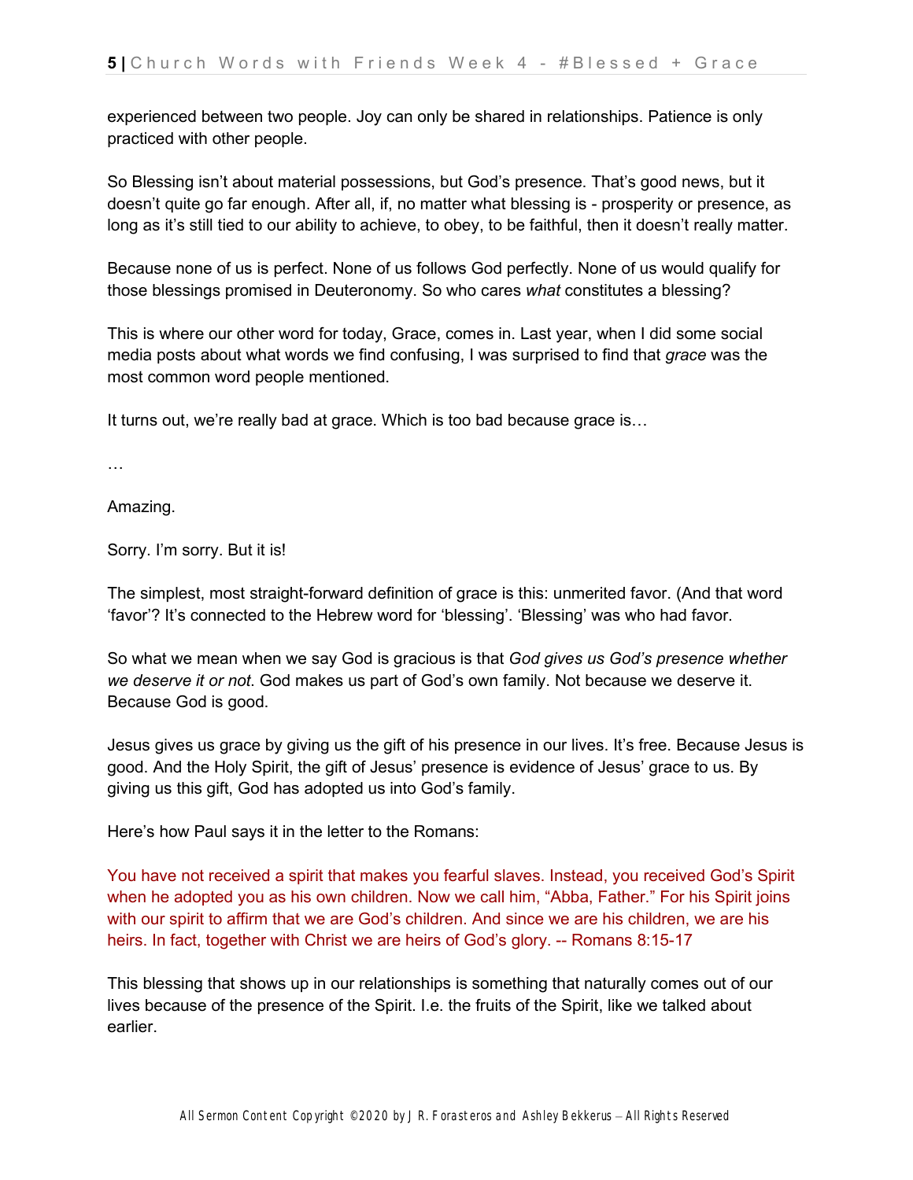experienced between two people. Joy can only be shared in relationships. Patience is only practiced with other people.

So Blessing isn't about material possessions, but God's presence. That's good news, but it doesn't quite go far enough. After all, if, no matter what blessing is - prosperity or presence, as long as it's still tied to our ability to achieve, to obey, to be faithful, then it doesn't really matter.

Because none of us is perfect. None of us follows God perfectly. None of us would qualify for those blessings promised in Deuteronomy. So who cares *what* constitutes a blessing?

This is where our other word for today, Grace, comes in. Last year, when I did some social media posts about what words we find confusing, I was surprised to find that *grace* was the most common word people mentioned.

It turns out, we're really bad at grace. Which is too bad because grace is…

…

Amazing.

Sorry. I'm sorry. But it is!

The simplest, most straight-forward definition of grace is this: unmerited favor. (And that word 'favor'? It's connected to the Hebrew word for 'blessing'. 'Blessing' was who had favor.

So what we mean when we say God is gracious is that *God gives us God's presence whether we deserve it or not*. God makes us part of God's own family. Not because we deserve it. Because God is good.

Jesus gives us grace by giving us the gift of his presence in our lives. It's free. Because Jesus is good. And the Holy Spirit, the gift of Jesus' presence is evidence of Jesus' grace to us. By giving us this gift, God has adopted us into God's family.

Here's how Paul says it in the letter to the Romans:

You have not received a spirit that makes you fearful slaves. Instead, you received God's Spirit when he adopted you as his own children. Now we call him, "Abba, Father." For his Spirit joins with our spirit to affirm that we are God's children. And since we are his children, we are his heirs. In fact, together with Christ we are heirs of God's glory. -- Romans 8:15-17

This blessing that shows up in our relationships is something that naturally comes out of our lives because of the presence of the Spirit. I.e. the fruits of the Spirit, like we talked about earlier.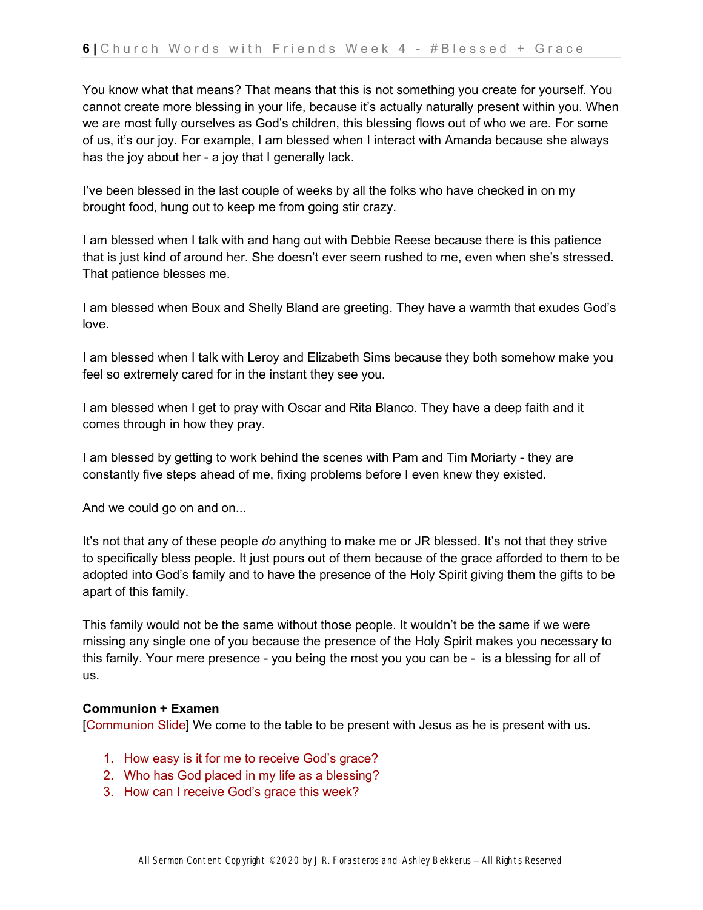You know what that means? That means that this is not something you create for yourself. You cannot create more blessing in your life, because it's actually naturally present within you. When we are most fully ourselves as God's children, this blessing flows out of who we are. For some of us, it's our joy. For example, I am blessed when I interact with Amanda because she always has the joy about her - a joy that I generally lack.

I've been blessed in the last couple of weeks by all the folks who have checked in on my brought food, hung out to keep me from going stir crazy.

I am blessed when I talk with and hang out with Debbie Reese because there is this patience that is just kind of around her. She doesn't ever seem rushed to me, even when she's stressed. That patience blesses me.

I am blessed when Boux and Shelly Bland are greeting. They have a warmth that exudes God's love.

I am blessed when I talk with Leroy and Elizabeth Sims because they both somehow make you feel so extremely cared for in the instant they see you.

I am blessed when I get to pray with Oscar and Rita Blanco. They have a deep faith and it comes through in how they pray.

I am blessed by getting to work behind the scenes with Pam and Tim Moriarty - they are constantly five steps ahead of me, fixing problems before I even knew they existed.

And we could go on and on...

It's not that any of these people *do* anything to make me or JR blessed. It's not that they strive to specifically bless people. It just pours out of them because of the grace afforded to them to be adopted into God's family and to have the presence of the Holy Spirit giving them the gifts to be apart of this family.

This family would not be the same without those people. It wouldn't be the same if we were missing any single one of you because the presence of the Holy Spirit makes you necessary to this family. Your mere presence - you being the most you you can be - is a blessing for all of us.

**Communion + Examen**

[Communion Slide] We come to the table to be present with Jesus as he is present with us.

1. How easy is it for me to receive God's grace?
2. Who has God placed in my life as a blessing?
3. How can I receive God's grace this week?

All Sermon Content Copyright ©2020 by J. R. Forasteros and Ashley Bekkerus – All Rights Reserved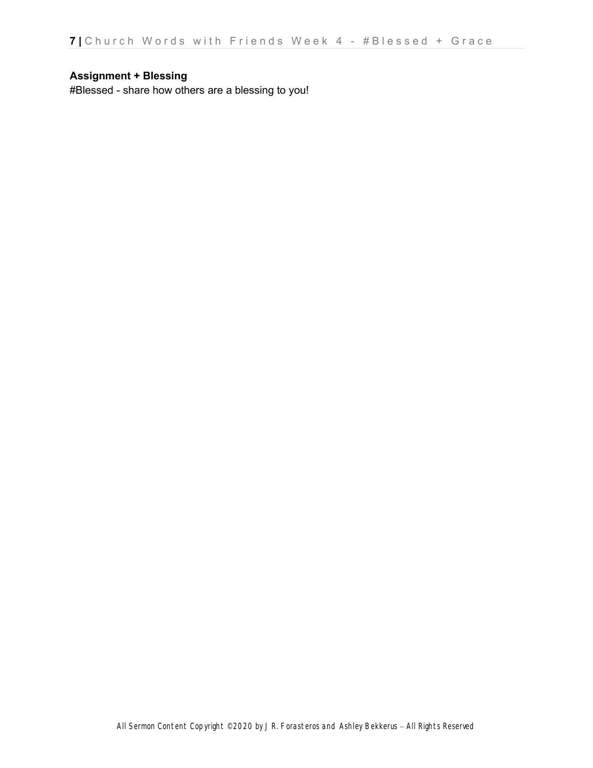**Assignment + Blessing**

#Blessed - share how others are a blessing to you!